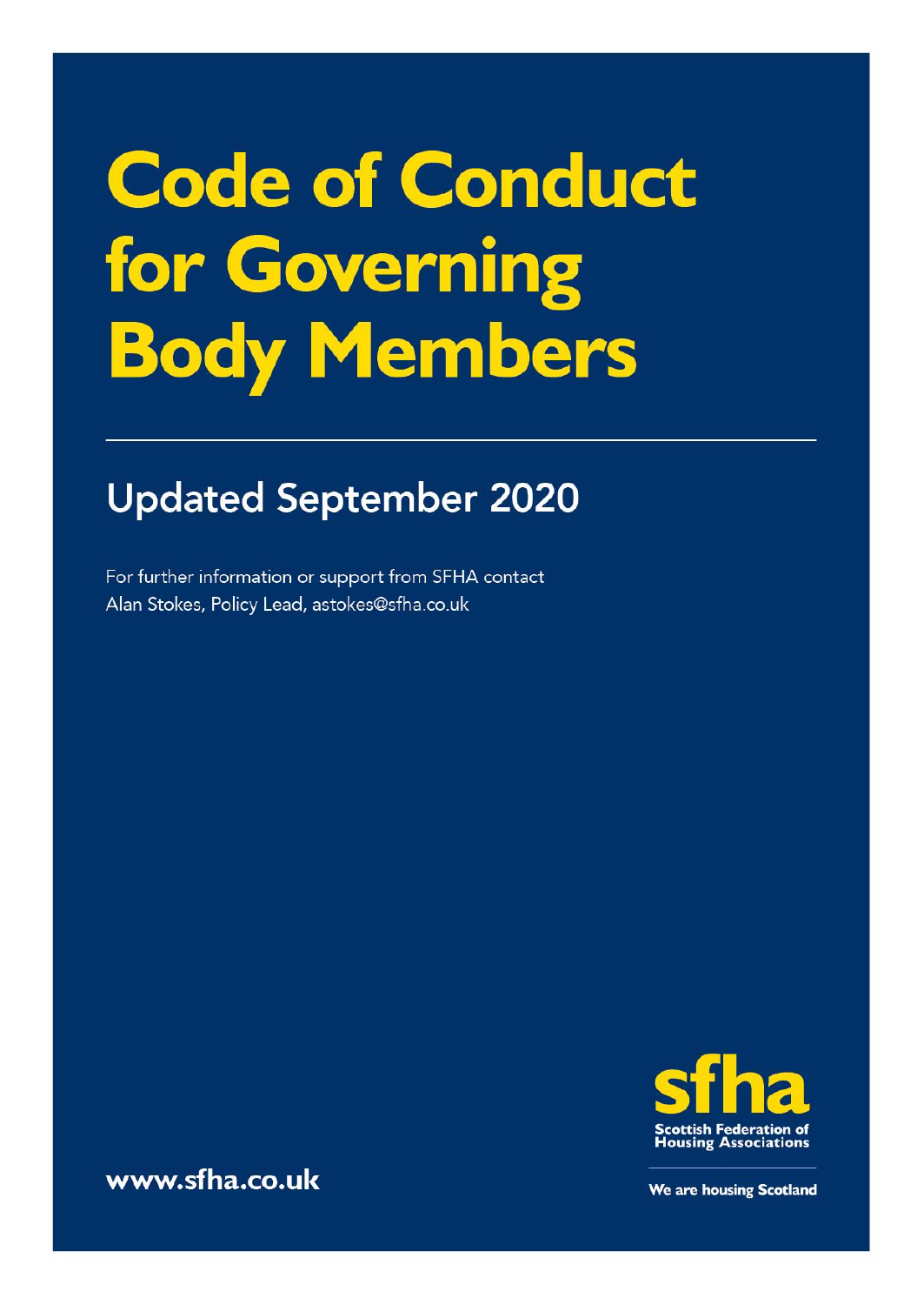# Code of Conduct for Governing Body Members

## Updated September 2020

For further information or support from SFHA contact
Alan Stokes, Policy Lead, astokes@sfha.co.uk

**sfha**
Scottish Federation of Housing Associations

We are housing Scotland

www.sfha.co.uk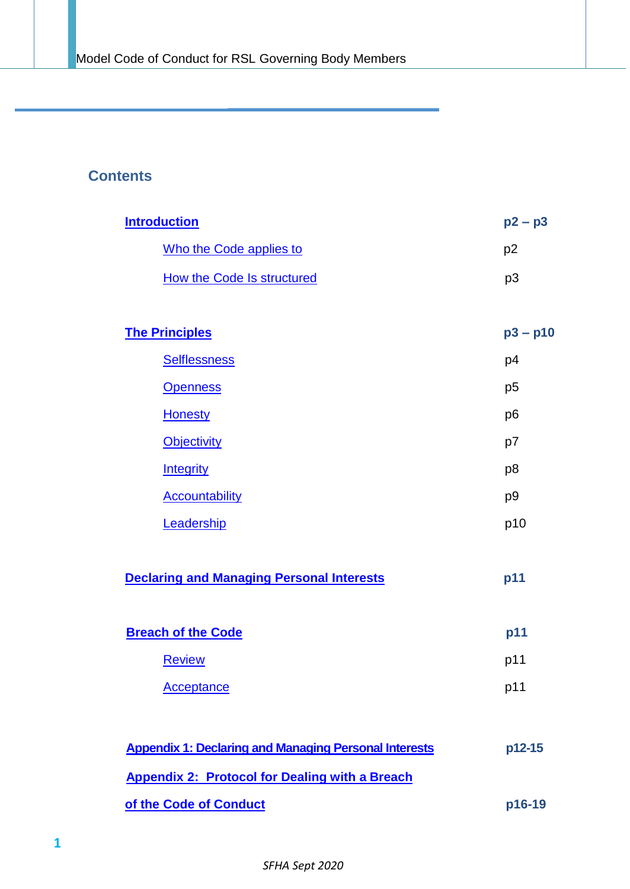## Contents

| | |
|---|---|
| **Introduction** | **p2 – p3** |
| Who the Code applies to | p2 |
| How the Code Is structured | p3 |
| **The Principles** | **p3 – p10** |
| Selflessness | p4 |
| Openness | p5 |
| Honesty | p6 |
| Objectivity | p7 |
| Integrity | p8 |
| Accountability | p9 |
| Leadership | p10 |
| **Declaring and Managing Personal Interests** | **p11** |
| **Breach of the Code** | **p11** |
| Review | p11 |
| Acceptance | p11 |
| **Appendix 1: Declaring and Managing Personal Interests** | **p12-15** |
| **Appendix 2: Protocol for Dealing with a Breach of the Code of Conduct** | **p16-19** |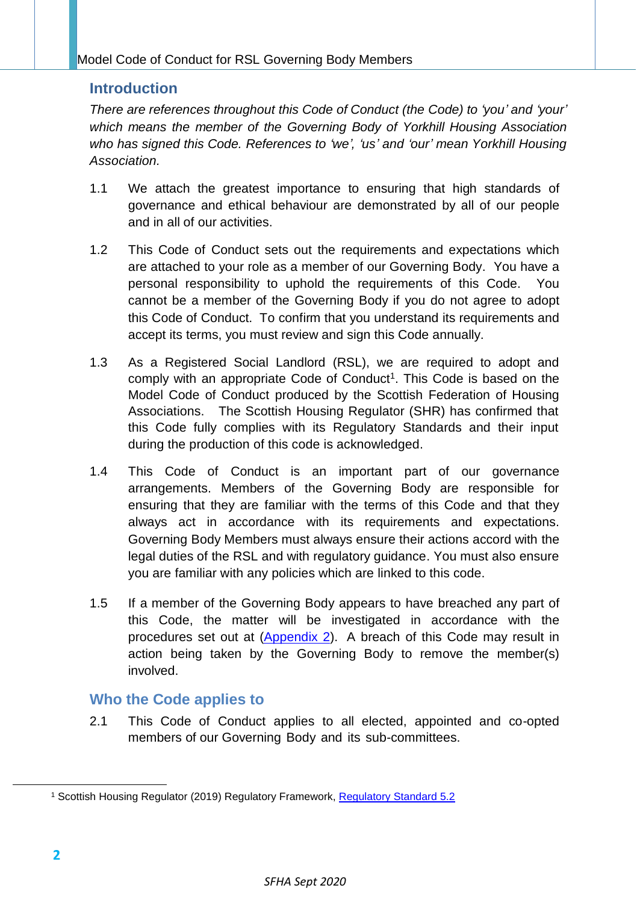## Introduction

*There are references throughout this Code of Conduct (the Code) to 'you' and 'your' which means the member of the Governing Body of Yorkhill Housing Association who has signed this Code. References to 'we', 'us' and 'our' mean Yorkhill Housing Association.*

1.1 We attach the greatest importance to ensuring that high standards of governance and ethical behaviour are demonstrated by all of our people and in all of our activities.

1.2 This Code of Conduct sets out the requirements and expectations which are attached to your role as a member of our Governing Body. You have a personal responsibility to uphold the requirements of this Code. You cannot be a member of the Governing Body if you do not agree to adopt this Code of Conduct. To confirm that you understand its requirements and accept its terms, you must review and sign this Code annually.

1.3 As a Registered Social Landlord (RSL), we are required to adopt and comply with an appropriate Code of Conduct[1]. This Code is based on the Model Code of Conduct produced by the Scottish Federation of Housing Associations. The Scottish Housing Regulator (SHR) has confirmed that this Code fully complies with its Regulatory Standards and their input during the production of this code is acknowledged.

1.4 This Code of Conduct is an important part of our governance arrangements. Members of the Governing Body are responsible for ensuring that they are familiar with the terms of this Code and that they always act in accordance with its requirements and expectations. Governing Body Members must always ensure their actions accord with the legal duties of the RSL and with regulatory guidance. You must also ensure you are familiar with any policies which are linked to this code.

1.5 If a member of the Governing Body appears to have breached any part of this Code, the matter will be investigated in accordance with the procedures set out at (Appendix 2). A breach of this Code may result in action being taken by the Governing Body to remove the member(s) involved.

## Who the Code applies to

2.1 This Code of Conduct applies to all elected, appointed and co-opted members of our Governing Body and its sub-committees.

---

[1] Scottish Housing Regulator (2019) Regulatory Framework, Regulatory Standard 5.2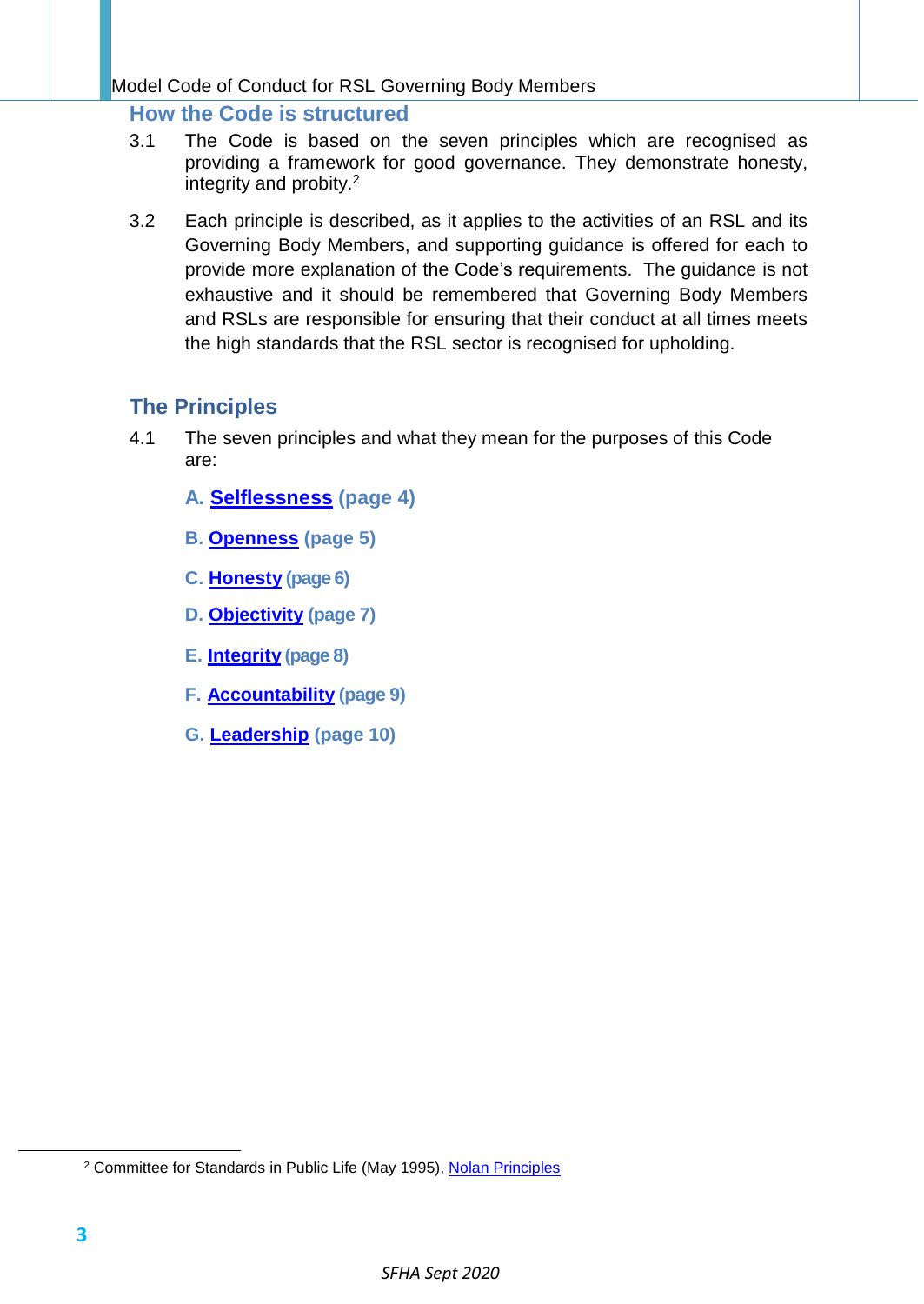## How the Code is structured

3.1 The Code is based on the seven principles which are recognised as providing a framework for good governance. They demonstrate honesty, integrity and probity.[2]

3.2 Each principle is described, as it applies to the activities of an RSL and its Governing Body Members, and supporting guidance is offered for each to provide more explanation of the Code's requirements. The guidance is not exhaustive and it should be remembered that Governing Body Members and RSLs are responsible for ensuring that their conduct at all times meets the high standards that the RSL sector is recognised for upholding.

## The Principles

4.1 The seven principles and what they mean for the purposes of this Code are:

**A. Selflessness (page 4)**

**B. Openness (page 5)**

**C. Honesty (page 6)**

**D. Objectivity (page 7)**

**E. Integrity (page 8)**

**F. Accountability (page 9)**

**G. Leadership (page 10)**

---

[2] Committee for Standards in Public Life (May 1995), Nolan Principles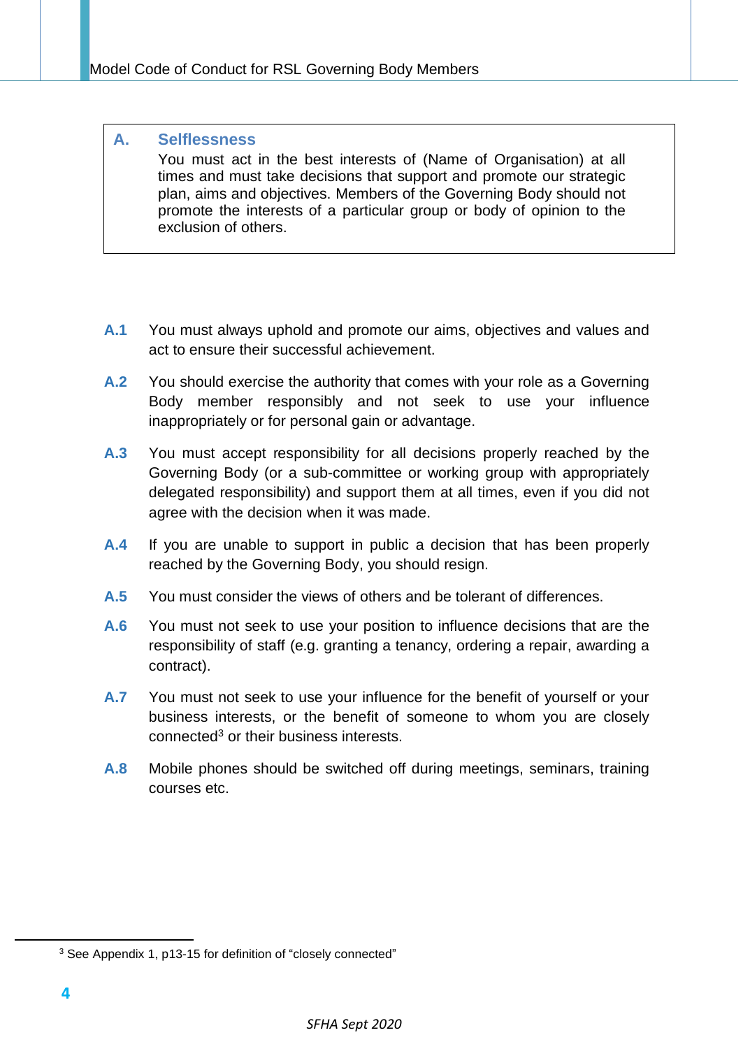## A. Selflessness

You must act in the best interests of (Name of Organisation) at all times and must take decisions that support and promote our strategic plan, aims and objectives. Members of the Governing Body should not promote the interests of a particular group or body of opinion to the exclusion of others.

**A.1** You must always uphold and promote our aims, objectives and values and act to ensure their successful achievement.

**A.2** You should exercise the authority that comes with your role as a Governing Body member responsibly and not seek to use your influence inappropriately or for personal gain or advantage.

**A.3** You must accept responsibility for all decisions properly reached by the Governing Body (or a sub-committee or working group with appropriately delegated responsibility) and support them at all times, even if you did not agree with the decision when it was made.

**A.4** If you are unable to support in public a decision that has been properly reached by the Governing Body, you should resign.

**A.5** You must consider the views of others and be tolerant of differences.

**A.6** You must not seek to use your position to influence decisions that are the responsibility of staff (e.g. granting a tenancy, ordering a repair, awarding a contract).

**A.7** You must not seek to use your influence for the benefit of yourself or your business interests, or the benefit of someone to whom you are closely connected[3] or their business interests.

**A.8** Mobile phones should be switched off during meetings, seminars, training courses etc.

[3] See Appendix 1, p13-15 for definition of "closely connected"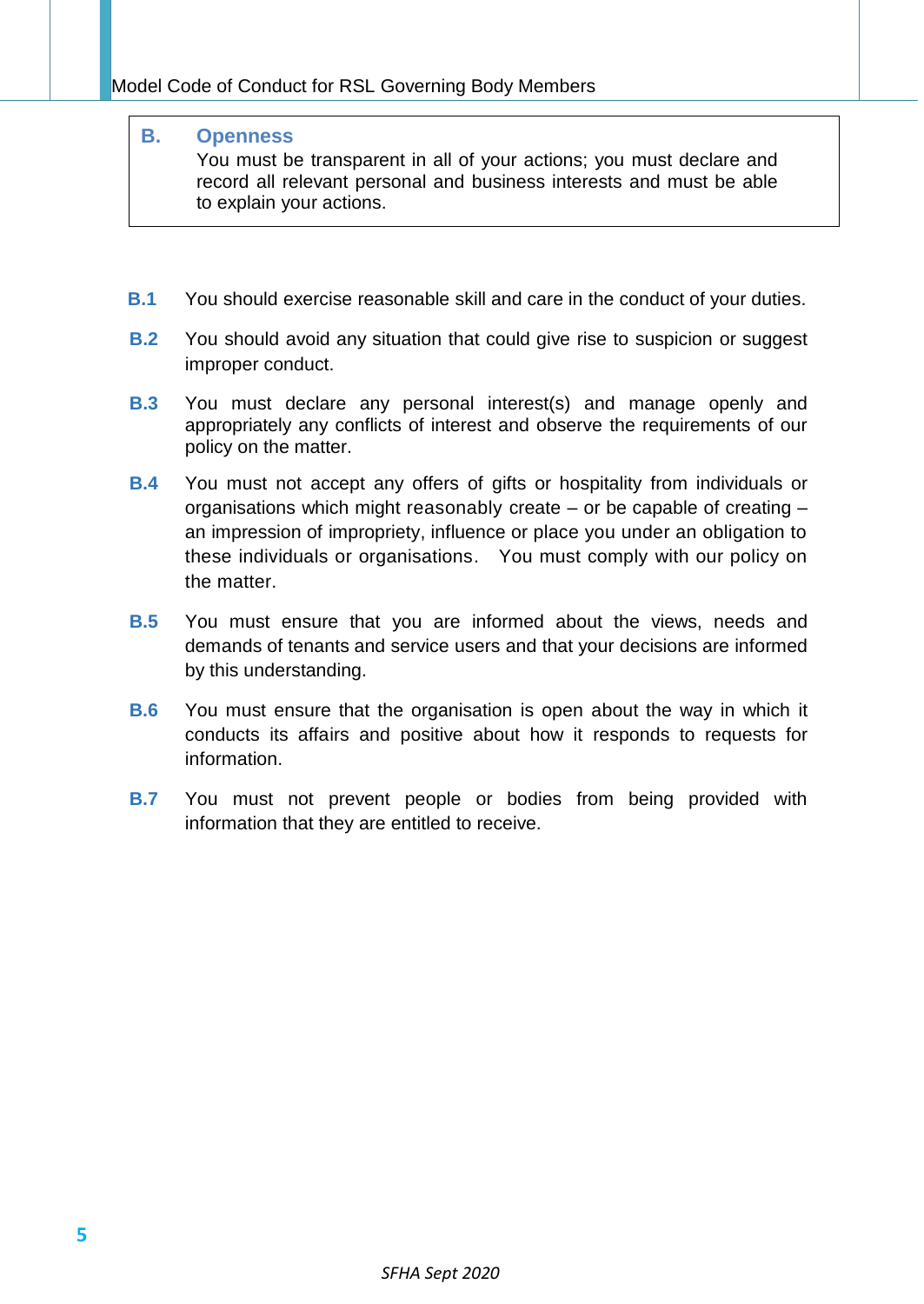## B. Openness

You must be transparent in all of your actions; you must declare and record all relevant personal and business interests and must be able to explain your actions.

**B.1** You should exercise reasonable skill and care in the conduct of your duties.

**B.2** You should avoid any situation that could give rise to suspicion or suggest improper conduct.

**B.3** You must declare any personal interest(s) and manage openly and appropriately any conflicts of interest and observe the requirements of our policy on the matter.

**B.4** You must not accept any offers of gifts or hospitality from individuals or organisations which might reasonably create – or be capable of creating – an impression of impropriety, influence or place you under an obligation to these individuals or organisations. You must comply with our policy on the matter.

**B.5** You must ensure that you are informed about the views, needs and demands of tenants and service users and that your decisions are informed by this understanding.

**B.6** You must ensure that the organisation is open about the way in which it conducts its affairs and positive about how it responds to requests for information.

**B.7** You must not prevent people or bodies from being provided with information that they are entitled to receive.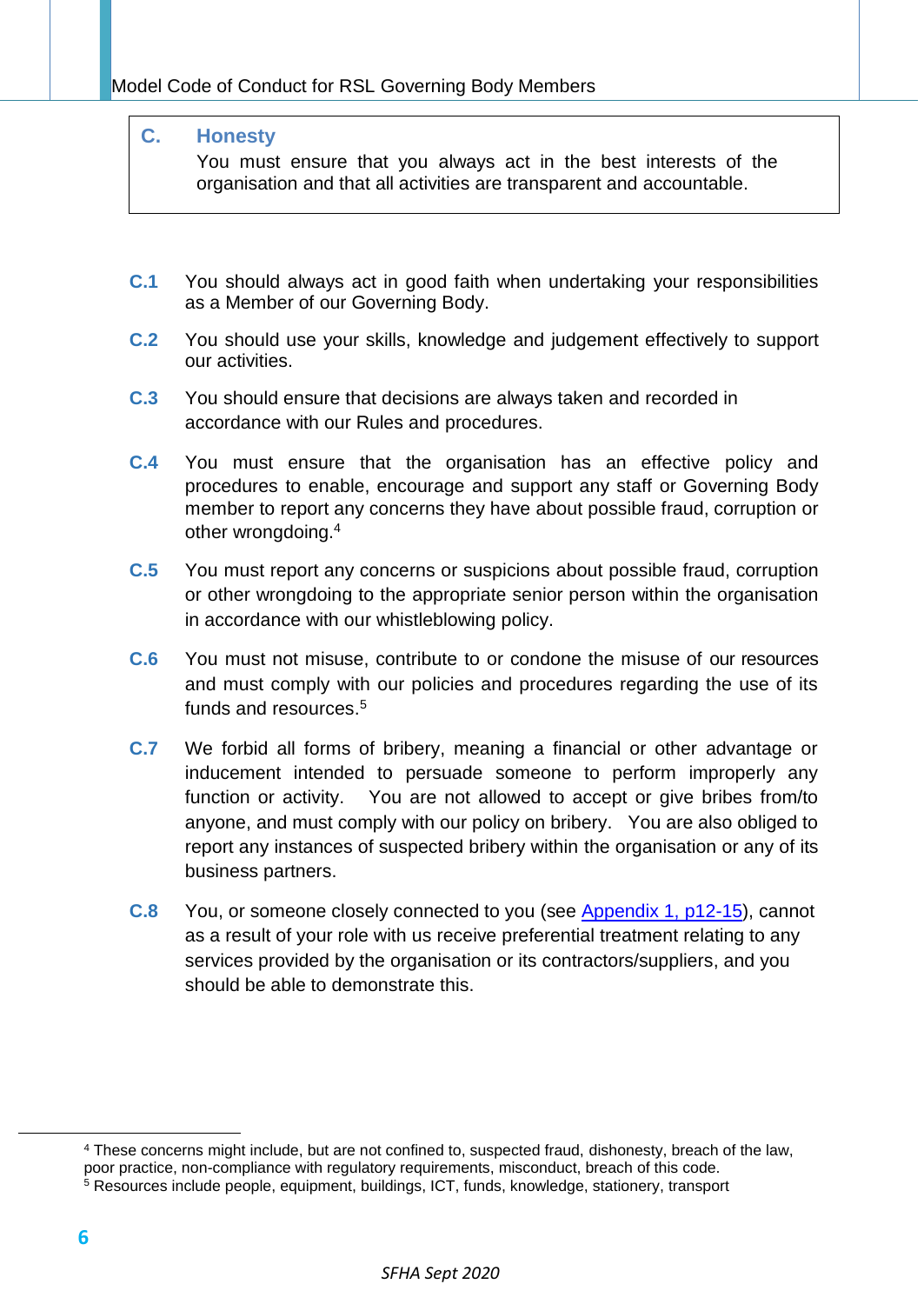## C. Honesty

You must ensure that you always act in the best interests of the organisation and that all activities are transparent and accountable.

**C.1** You should always act in good faith when undertaking your responsibilities as a Member of our Governing Body.

**C.2** You should use your skills, knowledge and judgement effectively to support our activities.

**C.3** You should ensure that decisions are always taken and recorded in accordance with our Rules and procedures.

**C.4** You must ensure that the organisation has an effective policy and procedures to enable, encourage and support any staff or Governing Body member to report any concerns they have about possible fraud, corruption or other wrongdoing.[4]

**C.5** You must report any concerns or suspicions about possible fraud, corruption or other wrongdoing to the appropriate senior person within the organisation in accordance with our whistleblowing policy.

**C.6** You must not misuse, contribute to or condone the misuse of our resources and must comply with our policies and procedures regarding the use of its funds and resources.[5]

**C.7** We forbid all forms of bribery, meaning a financial or other advantage or inducement intended to persuade someone to perform improperly any function or activity. You are not allowed to accept or give bribes from/to anyone, and must comply with our policy on bribery. You are also obliged to report any instances of suspected bribery within the organisation or any of its business partners.

**C.8** You, or someone closely connected to you (see Appendix 1, p12-15), cannot as a result of your role with us receive preferential treatment relating to any services provided by the organisation or its contractors/suppliers, and you should be able to demonstrate this.

---

[4] These concerns might include, but are not confined to, suspected fraud, dishonesty, breach of the law, poor practice, non-compliance with regulatory requirements, misconduct, breach of this code.

[5] Resources include people, equipment, buildings, ICT, funds, knowledge, stationery, transport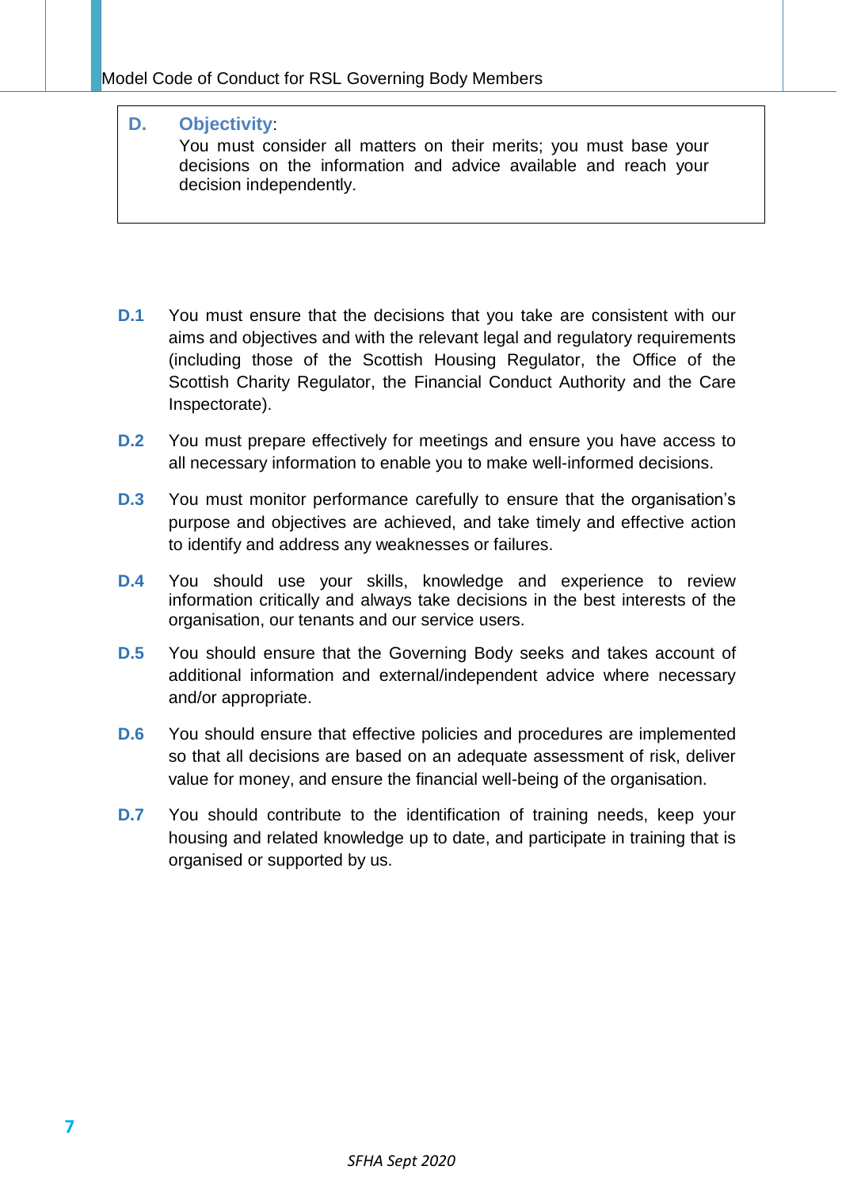| **D.** | **Objectivity**: You must consider all matters on their merits; you must base your decisions on the information and advice available and reach your decision independently. |
|---|---|

**D.1** You must ensure that the decisions that you take are consistent with our aims and objectives and with the relevant legal and regulatory requirements (including those of the Scottish Housing Regulator, the Office of the Scottish Charity Regulator, the Financial Conduct Authority and the Care Inspectorate).

**D.2** You must prepare effectively for meetings and ensure you have access to all necessary information to enable you to make well-informed decisions.

**D.3** You must monitor performance carefully to ensure that the organisation's purpose and objectives are achieved, and take timely and effective action to identify and address any weaknesses or failures.

**D.4** You should use your skills, knowledge and experience to review information critically and always take decisions in the best interests of the organisation, our tenants and our service users.

**D.5** You should ensure that the Governing Body seeks and takes account of additional information and external/independent advice where necessary and/or appropriate.

**D.6** You should ensure that effective policies and procedures are implemented so that all decisions are based on an adequate assessment of risk, deliver value for money, and ensure the financial well-being of the organisation.

**D.7** You should contribute to the identification of training needs, keep your housing and related knowledge up to date, and participate in training that is organised or supported by us.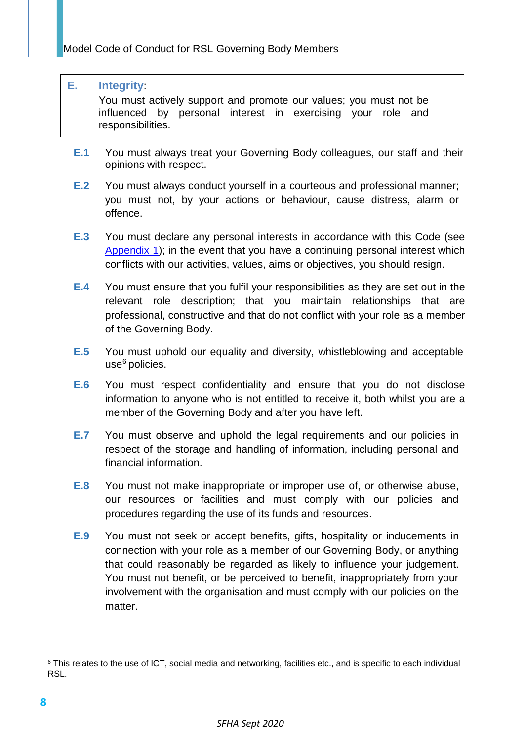**E. Integrity**:
You must actively support and promote our values; you must not be influenced by personal interest in exercising your role and responsibilities.

**E.1** You must always treat your Governing Body colleagues, our staff and their opinions with respect.

**E.2** You must always conduct yourself in a courteous and professional manner; you must not, by your actions or behaviour, cause distress, alarm or offence.

**E.3** You must declare any personal interests in accordance with this Code (see Appendix 1); in the event that you have a continuing personal interest which conflicts with our activities, values, aims or objectives, you should resign.

**E.4** You must ensure that you fulfil your responsibilities as they are set out in the relevant role description; that you maintain relationships that are professional, constructive and that do not conflict with your role as a member of the Governing Body.

**E.5** You must uphold our equality and diversity, whistleblowing and acceptable use[6] policies.

**E.6** You must respect confidentiality and ensure that you do not disclose information to anyone who is not entitled to receive it, both whilst you are a member of the Governing Body and after you have left.

**E.7** You must observe and uphold the legal requirements and our policies in respect of the storage and handling of information, including personal and financial information.

**E.8** You must not make inappropriate or improper use of, or otherwise abuse, our resources or facilities and must comply with our policies and procedures regarding the use of its funds and resources.

**E.9** You must not seek or accept benefits, gifts, hospitality or inducements in connection with your role as a member of our Governing Body, or anything that could reasonably be regarded as likely to influence your judgement. You must not benefit, or be perceived to benefit, inappropriately from your involvement with the organisation and must comply with our policies on the matter.

---

[6] This relates to the use of ICT, social media and networking, facilities etc., and is specific to each individual RSL.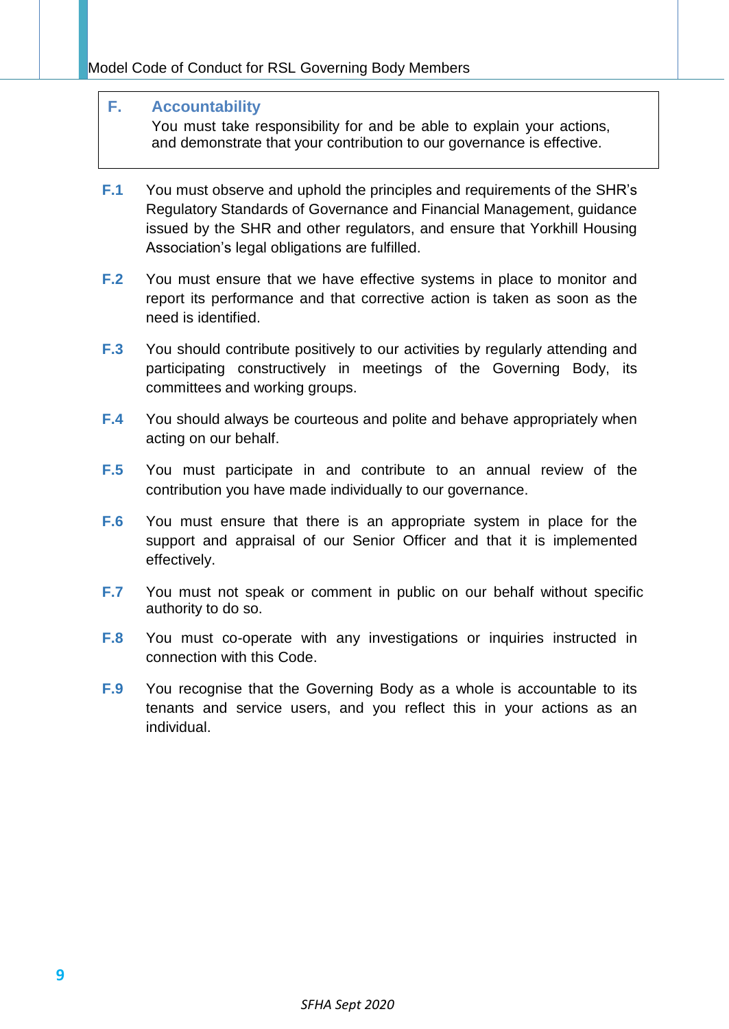## F. Accountability

You must take responsibility for and be able to explain your actions, and demonstrate that your contribution to our governance is effective.

**F.1** You must observe and uphold the principles and requirements of the SHR's Regulatory Standards of Governance and Financial Management, guidance issued by the SHR and other regulators, and ensure that Yorkhill Housing Association's legal obligations are fulfilled.

**F.2** You must ensure that we have effective systems in place to monitor and report its performance and that corrective action is taken as soon as the need is identified.

**F.3** You should contribute positively to our activities by regularly attending and participating constructively in meetings of the Governing Body, its committees and working groups.

**F.4** You should always be courteous and polite and behave appropriately when acting on our behalf.

**F.5** You must participate in and contribute to an annual review of the contribution you have made individually to our governance.

**F.6** You must ensure that there is an appropriate system in place for the support and appraisal of our Senior Officer and that it is implemented effectively.

**F.7** You must not speak or comment in public on our behalf without specific authority to do so.

**F.8** You must co-operate with any investigations or inquiries instructed in connection with this Code.

**F.9** You recognise that the Governing Body as a whole is accountable to its tenants and service users, and you reflect this in your actions as an individual.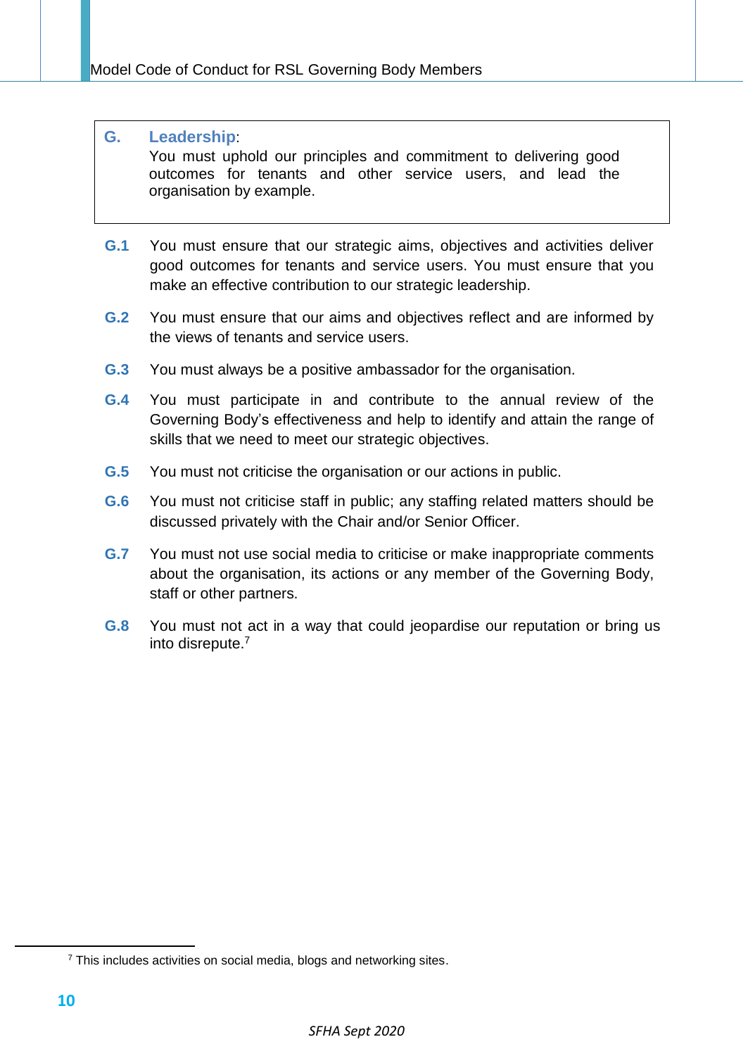**G. Leadership**:
You must uphold our principles and commitment to delivering good outcomes for tenants and other service users, and lead the organisation by example.

**G.1** You must ensure that our strategic aims, objectives and activities deliver good outcomes for tenants and service users. You must ensure that you make an effective contribution to our strategic leadership.

**G.2** You must ensure that our aims and objectives reflect and are informed by the views of tenants and service users.

**G.3** You must always be a positive ambassador for the organisation.

**G.4** You must participate in and contribute to the annual review of the Governing Body's effectiveness and help to identify and attain the range of skills that we need to meet our strategic objectives.

**G.5** You must not criticise the organisation or our actions in public.

**G.6** You must not criticise staff in public; any staffing related matters should be discussed privately with the Chair and/or Senior Officer.

**G.7** You must not use social media to criticise or make inappropriate comments about the organisation, its actions or any member of the Governing Body, staff or other partners.

**G.8** You must not act in a way that could jeopardise our reputation or bring us into disrepute.[7]

---

[7] This includes activities on social media, blogs and networking sites.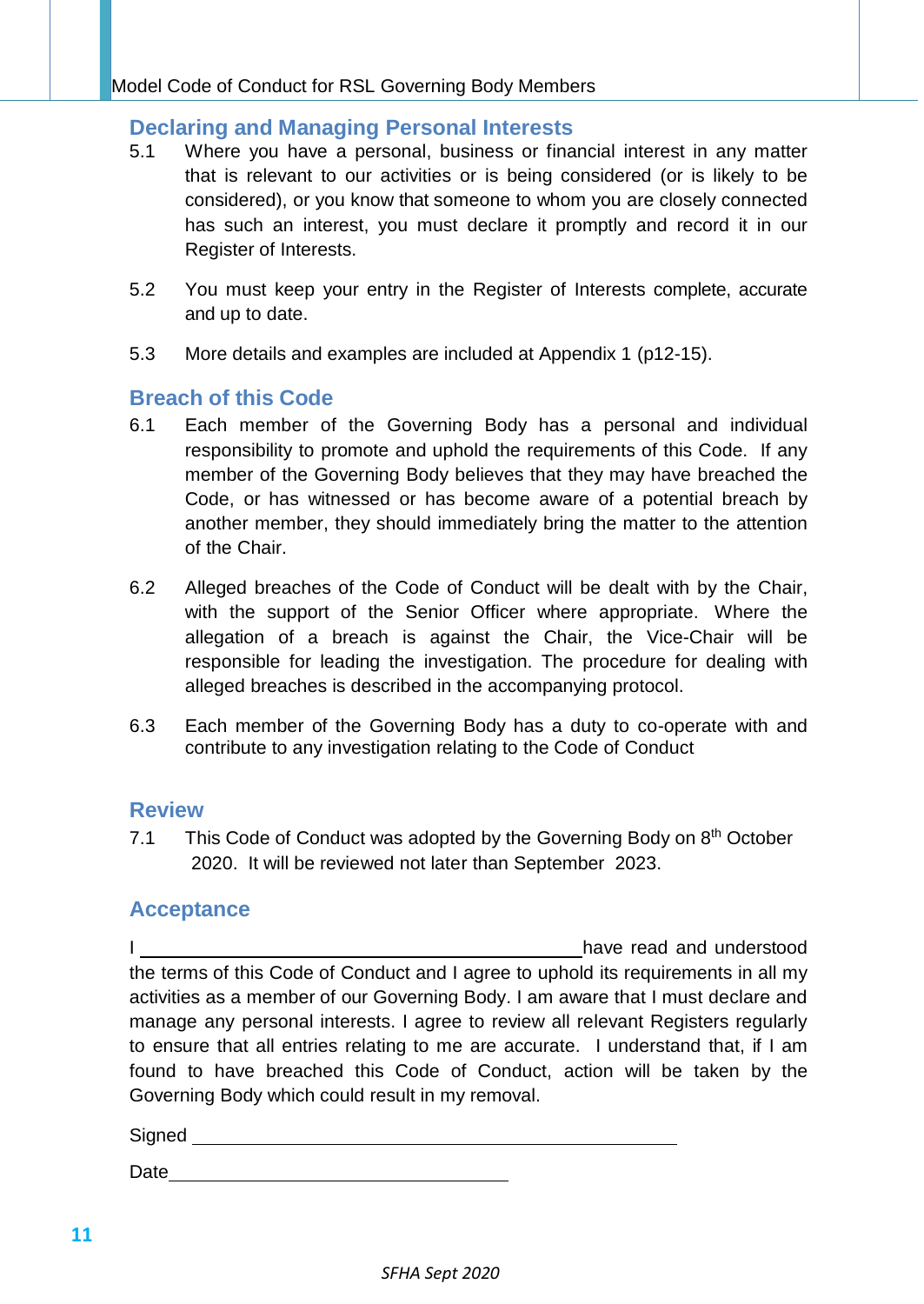## Declaring and Managing Personal Interests

5.1 Where you have a personal, business or financial interest in any matter that is relevant to our activities or is being considered (or is likely to be considered), or you know that someone to whom you are closely connected has such an interest, you must declare it promptly and record it in our Register of Interests.

5.2 You must keep your entry in the Register of Interests complete, accurate and up to date.

5.3 More details and examples are included at Appendix 1 (p12-15).

## Breach of this Code

6.1 Each member of the Governing Body has a personal and individual responsibility to promote and uphold the requirements of this Code. If any member of the Governing Body believes that they may have breached the Code, or has witnessed or has become aware of a potential breach by another member, they should immediately bring the matter to the attention of the Chair.

6.2 Alleged breaches of the Code of Conduct will be dealt with by the Chair, with the support of the Senior Officer where appropriate. Where the allegation of a breach is against the Chair, the Vice-Chair will be responsible for leading the investigation. The procedure for dealing with alleged breaches is described in the accompanying protocol.

6.3 Each member of the Governing Body has a duty to co-operate with and contribute to any investigation relating to the Code of Conduct

## Review

7.1 This Code of Conduct was adopted by the Governing Body on 8th October 2020. It will be reviewed not later than September 2023.

## Acceptance

I ______________________________ have read and understood the terms of this Code of Conduct and I agree to uphold its requirements in all my activities as a member of our Governing Body. I am aware that I must declare and manage any personal interests. I agree to review all relevant Registers regularly to ensure that all entries relating to me are accurate. I understand that, if I am found to have breached this Code of Conduct, action will be taken by the Governing Body which could result in my removal.

Signed ______________________________

Date ______________________________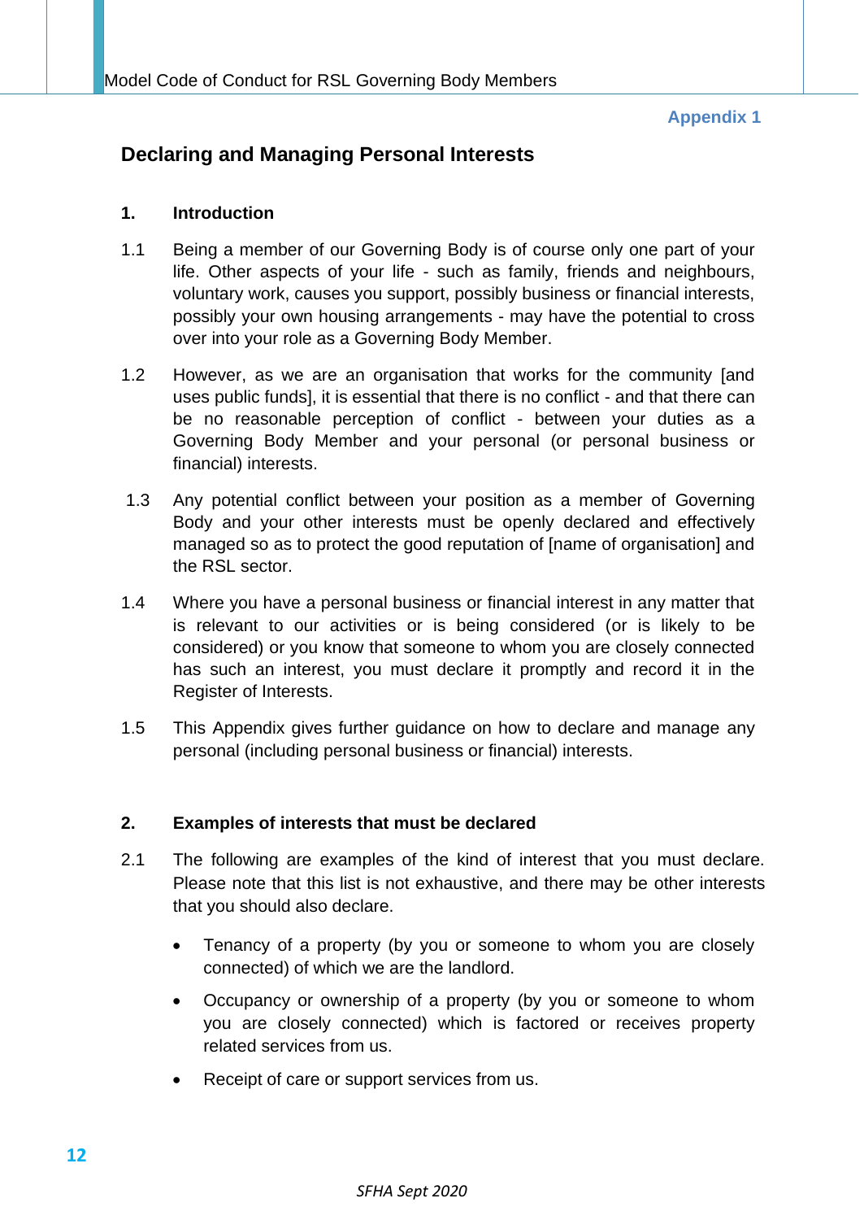**Appendix 1**

## Declaring and Managing Personal Interests

### 1. Introduction

1.1 Being a member of our Governing Body is of course only one part of your life. Other aspects of your life - such as family, friends and neighbours, voluntary work, causes you support, possibly business or financial interests, possibly your own housing arrangements - may have the potential to cross over into your role as a Governing Body Member.

1.2 However, as we are an organisation that works for the community [and uses public funds], it is essential that there is no conflict - and that there can be no reasonable perception of conflict - between your duties as a Governing Body Member and your personal (or personal business or financial) interests.

1.3 Any potential conflict between your position as a member of Governing Body and your other interests must be openly declared and effectively managed so as to protect the good reputation of [name of organisation] and the RSL sector.

1.4 Where you have a personal business or financial interest in any matter that is relevant to our activities or is being considered (or is likely to be considered) or you know that someone to whom you are closely connected has such an interest, you must declare it promptly and record it in the Register of Interests.

1.5 This Appendix gives further guidance on how to declare and manage any personal (including personal business or financial) interests.

### 2. Examples of interests that must be declared

2.1 The following are examples of the kind of interest that you must declare. Please note that this list is not exhaustive, and there may be other interests that you should also declare.

- Tenancy of a property (by you or someone to whom you are closely connected) of which we are the landlord.
- Occupancy or ownership of a property (by you or someone to whom you are closely connected) which is factored or receives property related services from us.
- Receipt of care or support services from us.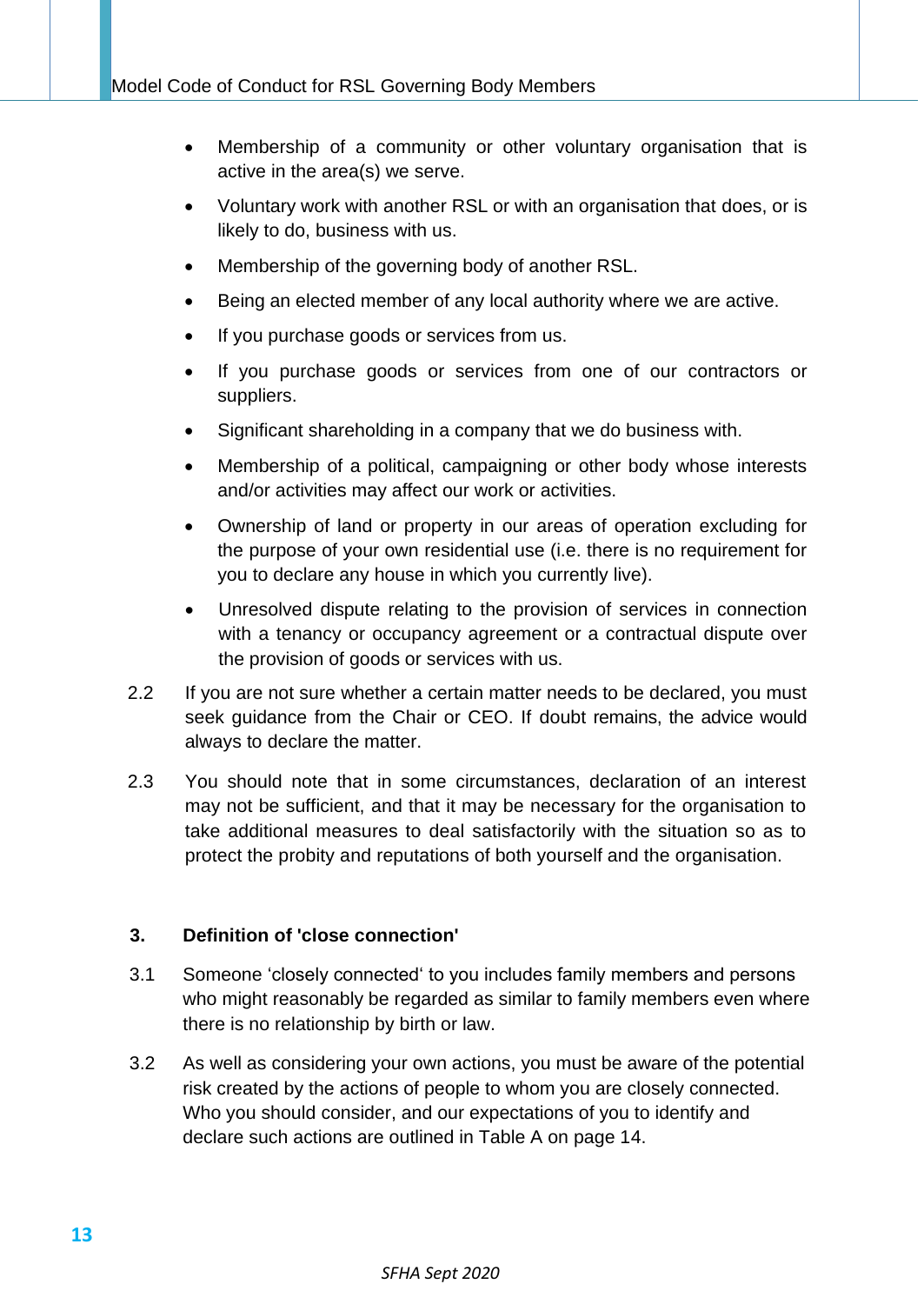- Membership of a community or other voluntary organisation that is active in the area(s) we serve.
- Voluntary work with another RSL or with an organisation that does, or is likely to do, business with us.
- Membership of the governing body of another RSL.
- Being an elected member of any local authority where we are active.
- If you purchase goods or services from us.
- If you purchase goods or services from one of our contractors or suppliers.
- Significant shareholding in a company that we do business with.
- Membership of a political, campaigning or other body whose interests and/or activities may affect our work or activities.
- Ownership of land or property in our areas of operation excluding for the purpose of your own residential use (i.e. there is no requirement for you to declare any house in which you currently live).
- Unresolved dispute relating to the provision of services in connection with a tenancy or occupancy agreement or a contractual dispute over the provision of goods or services with us.

2.2 If you are not sure whether a certain matter needs to be declared, you must seek guidance from the Chair or CEO. If doubt remains, the advice would always to declare the matter.

2.3 You should note that in some circumstances, declaration of an interest may not be sufficient, and that it may be necessary for the organisation to take additional measures to deal satisfactorily with the situation so as to protect the probity and reputations of both yourself and the organisation.

## 3. Definition of 'close connection'

3.1 Someone 'closely connected' to you includes family members and persons who might reasonably be regarded as similar to family members even where there is no relationship by birth or law.

3.2 As well as considering your own actions, you must be aware of the potential risk created by the actions of people to whom you are closely connected. Who you should consider, and our expectations of you to identify and declare such actions are outlined in Table A on page 14.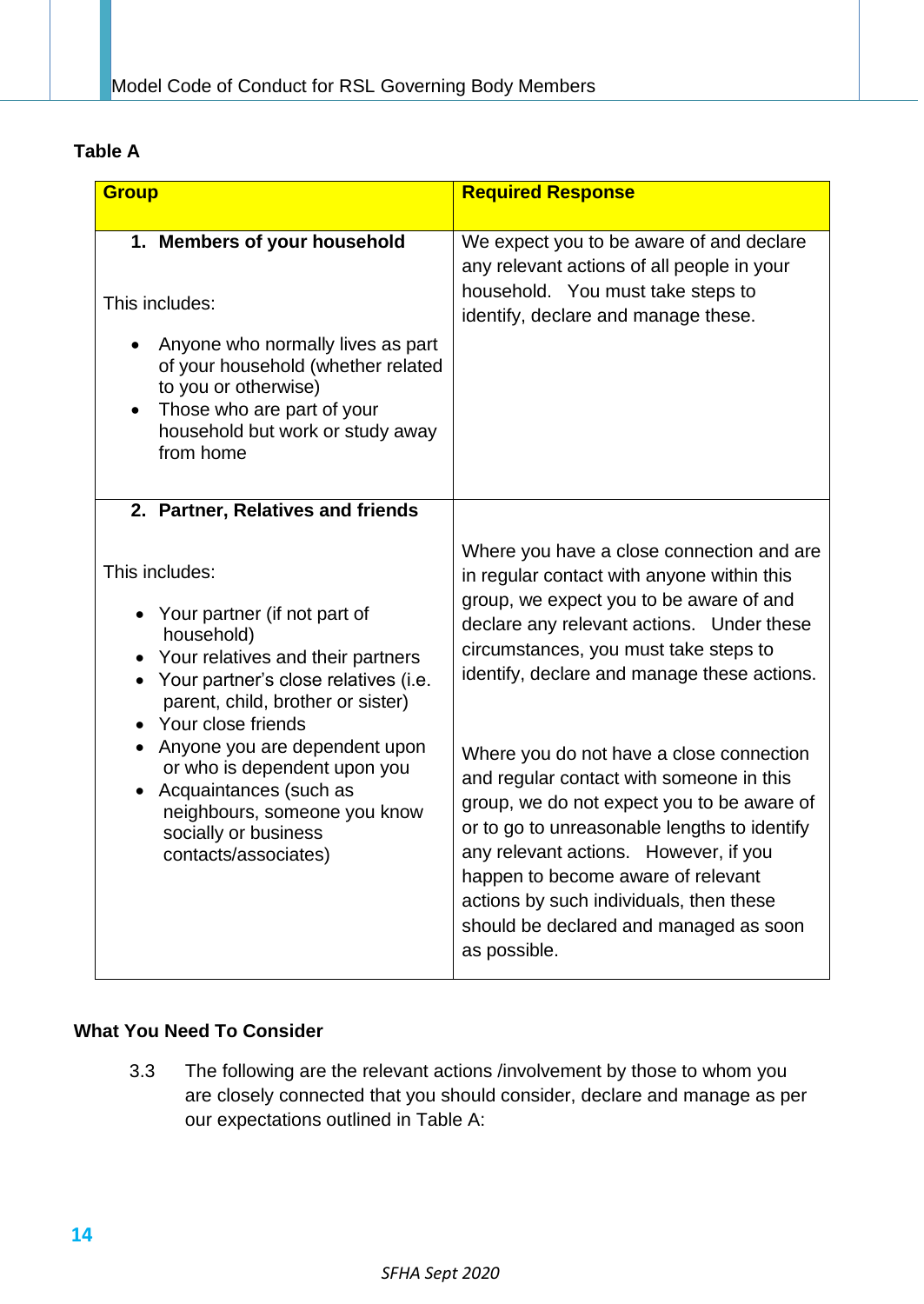**Table A**

| Group | Required Response |
|---|---|
| **1. Members of your household**<br><br>This includes:<br>• Anyone who normally lives as part of your household (whether related to you or otherwise)<br>• Those who are part of your household but work or study away from home | We expect you to be aware of and declare any relevant actions of all people in your household. You must take steps to identify, declare and manage these. |
| **2. Partner, Relatives and friends**<br><br>This includes:<br>• Your partner (if not part of household)<br>• Your relatives and their partners<br>• Your partner's close relatives (i.e. parent, child, brother or sister)<br>• Your close friends<br>• Anyone you are dependent upon or who is dependent upon you<br>• Acquaintances (such as neighbours, someone you know socially or business contacts/associates) | Where you have a close connection and are in regular contact with anyone within this group, we expect you to be aware of and declare any relevant actions. Under these circumstances, you must take steps to identify, declare and manage these actions.<br><br>Where you do not have a close connection and regular contact with someone in this group, we do not expect you to be aware of or to go to unreasonable lengths to identify any relevant actions. However, if you happen to become aware of relevant actions by such individuals, then these should be declared and managed as soon as possible. |

**What You Need To Consider**

3.3 The following are the relevant actions /involvement by those to whom you are closely connected that you should consider, declare and manage as per our expectations outlined in Table A: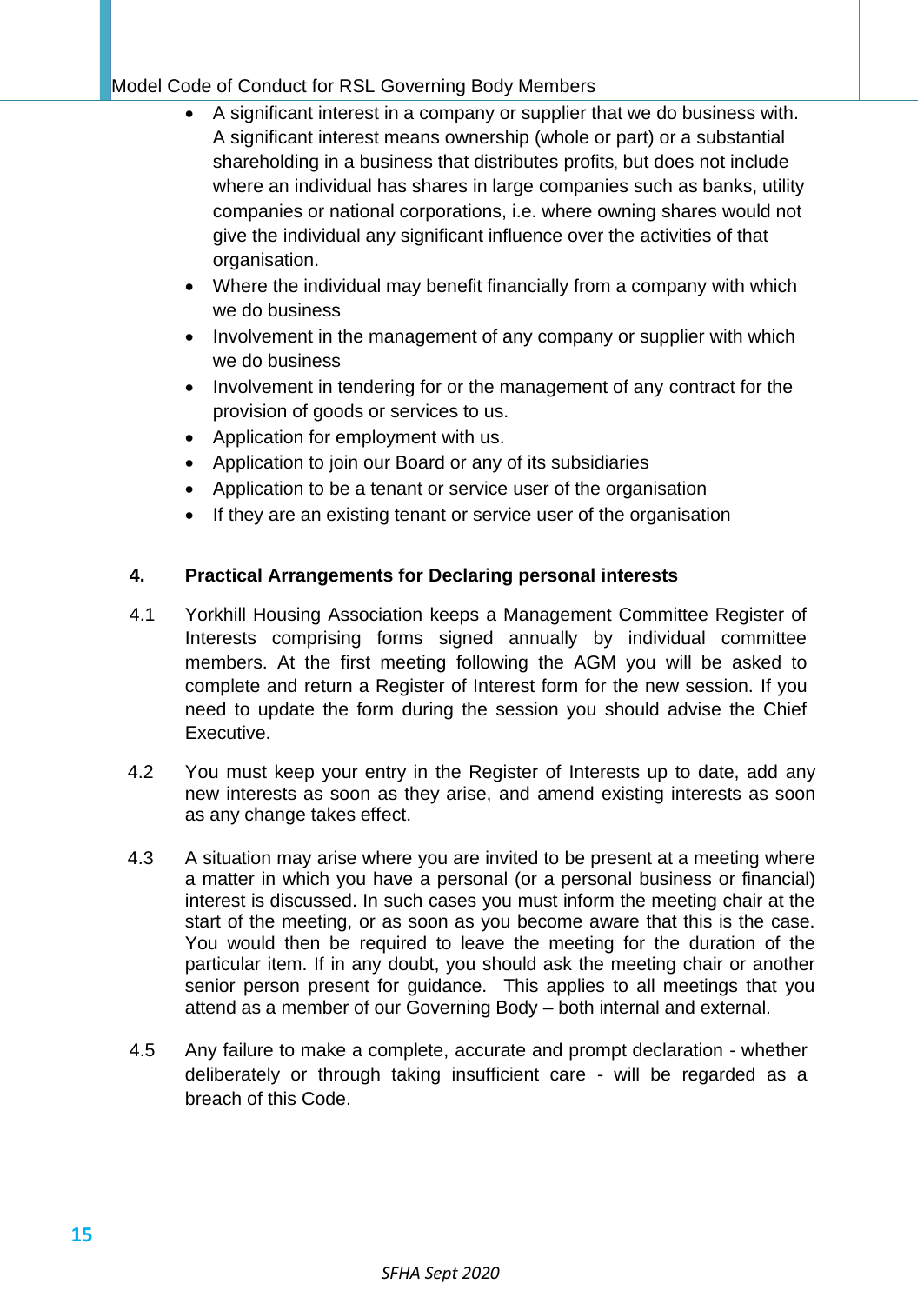- A significant interest in a company or supplier that we do business with. A significant interest means ownership (whole or part) or a substantial shareholding in a business that distributes profits, but does not include where an individual has shares in large companies such as banks, utility companies or national corporations, i.e. where owning shares would not give the individual any significant influence over the activities of that organisation.
- Where the individual may benefit financially from a company with which we do business
- Involvement in the management of any company or supplier with which we do business
- Involvement in tendering for or the management of any contract for the provision of goods or services to us.
- Application for employment with us.
- Application to join our Board or any of its subsidiaries
- Application to be a tenant or service user of the organisation
- If they are an existing tenant or service user of the organisation

## 4. Practical Arrangements for Declaring personal interests

4.1 Yorkhill Housing Association keeps a Management Committee Register of Interests comprising forms signed annually by individual committee members. At the first meeting following the AGM you will be asked to complete and return a Register of Interest form for the new session. If you need to update the form during the session you should advise the Chief Executive.

4.2 You must keep your entry in the Register of Interests up to date, add any new interests as soon as they arise, and amend existing interests as soon as any change takes effect.

4.3 A situation may arise where you are invited to be present at a meeting where a matter in which you have a personal (or a personal business or financial) interest is discussed. In such cases you must inform the meeting chair at the start of the meeting, or as soon as you become aware that this is the case. You would then be required to leave the meeting for the duration of the particular item. If in any doubt, you should ask the meeting chair or another senior person present for guidance. This applies to all meetings that you attend as a member of our Governing Body – both internal and external.

4.5 Any failure to make a complete, accurate and prompt declaration - whether deliberately or through taking insufficient care - will be regarded as a breach of this Code.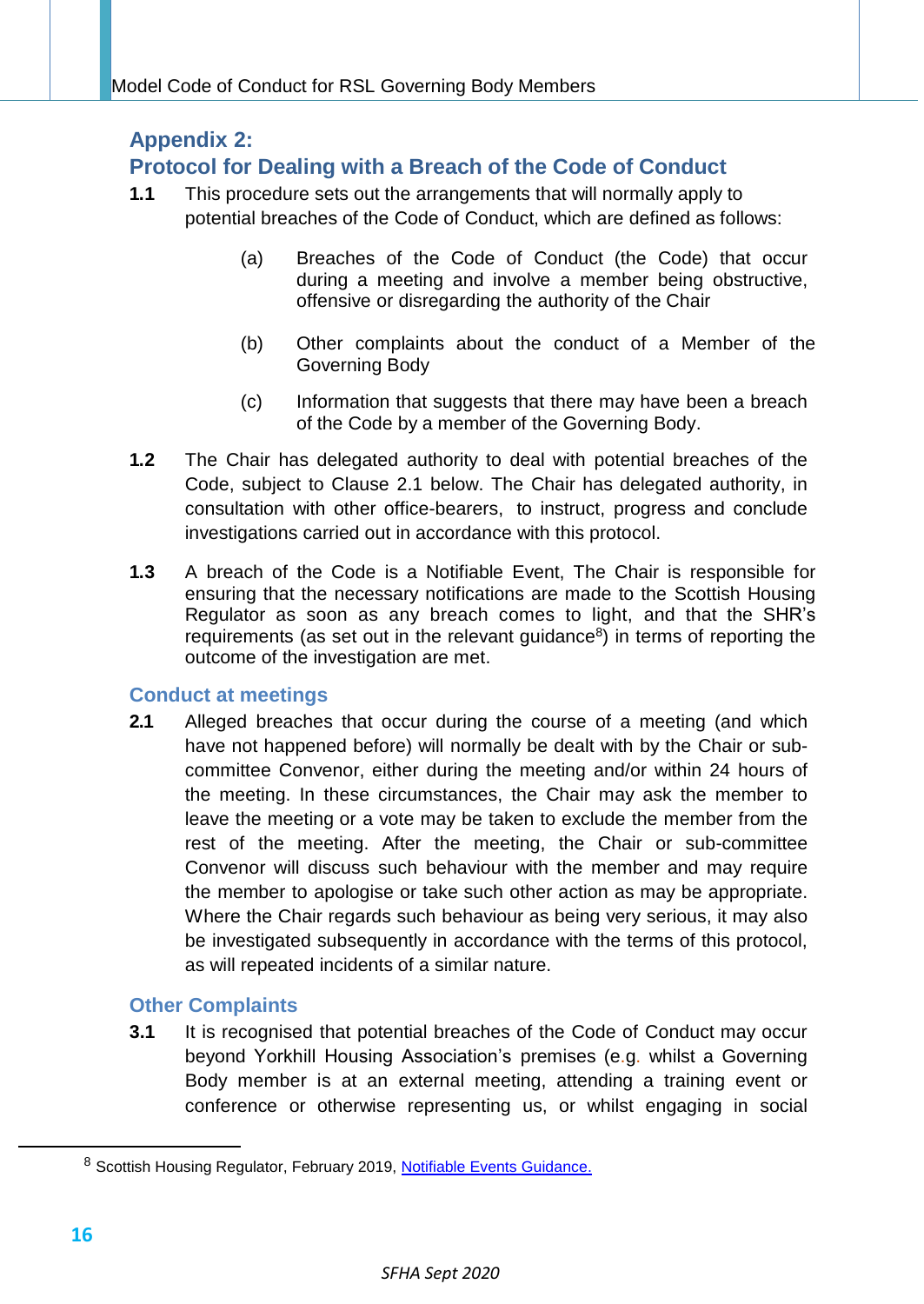## Appendix 2:
## Protocol for Dealing with a Breach of the Code of Conduct

**1.1** This procedure sets out the arrangements that will normally apply to potential breaches of the Code of Conduct, which are defined as follows:

(a) Breaches of the Code of Conduct (the Code) that occur during a meeting and involve a member being obstructive, offensive or disregarding the authority of the Chair

(b) Other complaints about the conduct of a Member of the Governing Body

(c) Information that suggests that there may have been a breach of the Code by a member of the Governing Body.

**1.2** The Chair has delegated authority to deal with potential breaches of the Code, subject to Clause 2.1 below. The Chair has delegated authority, in consultation with other office-bearers, to instruct, progress and conclude investigations carried out in accordance with this protocol.

**1.3** A breach of the Code is a Notifiable Event, The Chair is responsible for ensuring that the necessary notifications are made to the Scottish Housing Regulator as soon as any breach comes to light, and that the SHR's requirements (as set out in the relevant guidance[8]) in terms of reporting the outcome of the investigation are met.

### Conduct at meetings

**2.1** Alleged breaches that occur during the course of a meeting (and which have not happened before) will normally be dealt with by the Chair or sub-committee Convenor, either during the meeting and/or within 24 hours of the meeting. In these circumstances, the Chair may ask the member to leave the meeting or a vote may be taken to exclude the member from the rest of the meeting. After the meeting, the Chair or sub-committee Convenor will discuss such behaviour with the member and may require the member to apologise or take such other action as may be appropriate. Where the Chair regards such behaviour as being very serious, it may also be investigated subsequently in accordance with the terms of this protocol, as will repeated incidents of a similar nature.

### Other Complaints

**3.1** It is recognised that potential breaches of the Code of Conduct may occur beyond Yorkhill Housing Association's premises (e.g. whilst a Governing Body member is at an external meeting, attending a training event or conference or otherwise representing us, or whilst engaging in social

---

[8] Scottish Housing Regulator, February 2019, Notifiable Events Guidance.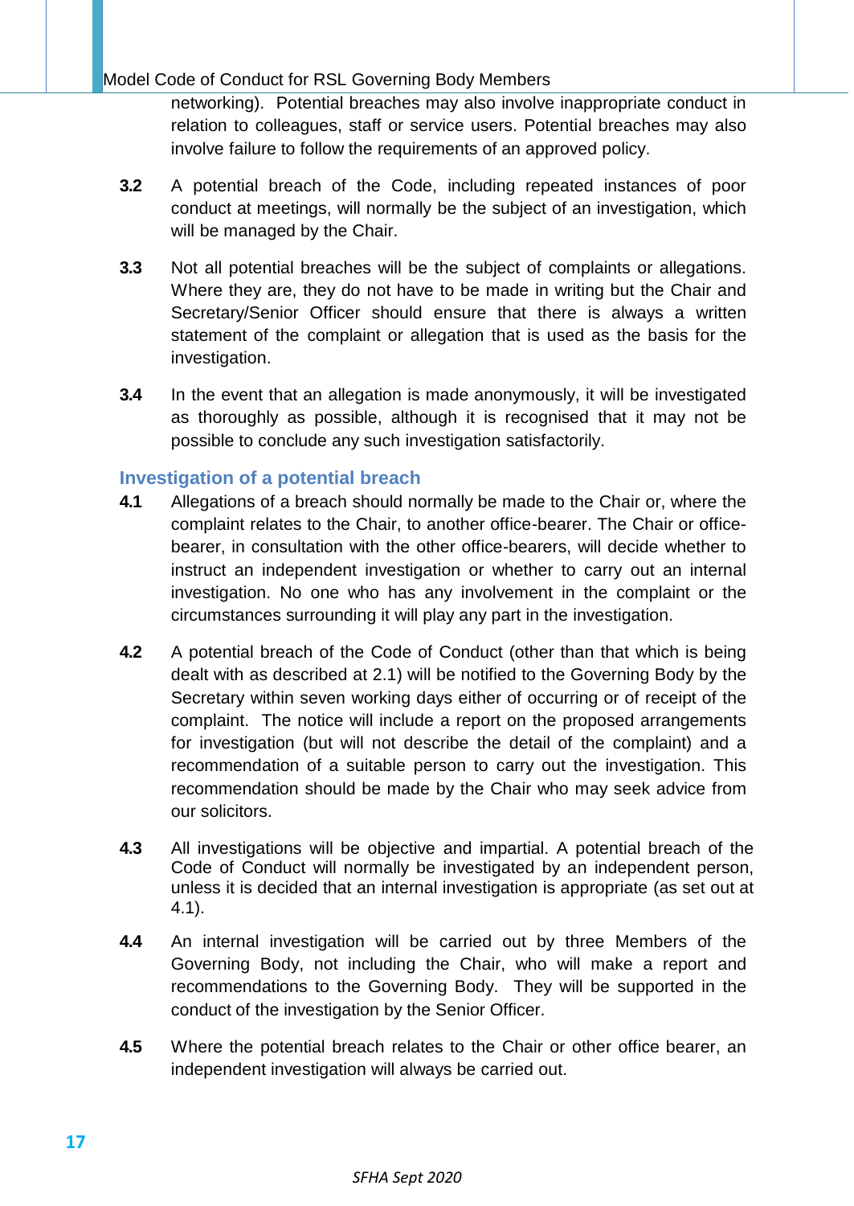networking). Potential breaches may also involve inappropriate conduct in relation to colleagues, staff or service users. Potential breaches may also involve failure to follow the requirements of an approved policy.

**3.2** A potential breach of the Code, including repeated instances of poor conduct at meetings, will normally be the subject of an investigation, which will be managed by the Chair.

**3.3** Not all potential breaches will be the subject of complaints or allegations. Where they are, they do not have to be made in writing but the Chair and Secretary/Senior Officer should ensure that there is always a written statement of the complaint or allegation that is used as the basis for the investigation.

**3.4** In the event that an allegation is made anonymously, it will be investigated as thoroughly as possible, although it is recognised that it may not be possible to conclude any such investigation satisfactorily.

## Investigation of a potential breach

**4.1** Allegations of a breach should normally be made to the Chair or, where the complaint relates to the Chair, to another office-bearer. The Chair or office-bearer, in consultation with the other office-bearers, will decide whether to instruct an independent investigation or whether to carry out an internal investigation. No one who has any involvement in the complaint or the circumstances surrounding it will play any part in the investigation.

**4.2** A potential breach of the Code of Conduct (other than that which is being dealt with as described at 2.1) will be notified to the Governing Body by the Secretary within seven working days either of occurring or of receipt of the complaint. The notice will include a report on the proposed arrangements for investigation (but will not describe the detail of the complaint) and a recommendation of a suitable person to carry out the investigation. This recommendation should be made by the Chair who may seek advice from our solicitors.

**4.3** All investigations will be objective and impartial. A potential breach of the Code of Conduct will normally be investigated by an independent person, unless it is decided that an internal investigation is appropriate (as set out at 4.1).

**4.4** An internal investigation will be carried out by three Members of the Governing Body, not including the Chair, who will make a report and recommendations to the Governing Body. They will be supported in the conduct of the investigation by the Senior Officer.

**4.5** Where the potential breach relates to the Chair or other office bearer, an independent investigation will always be carried out.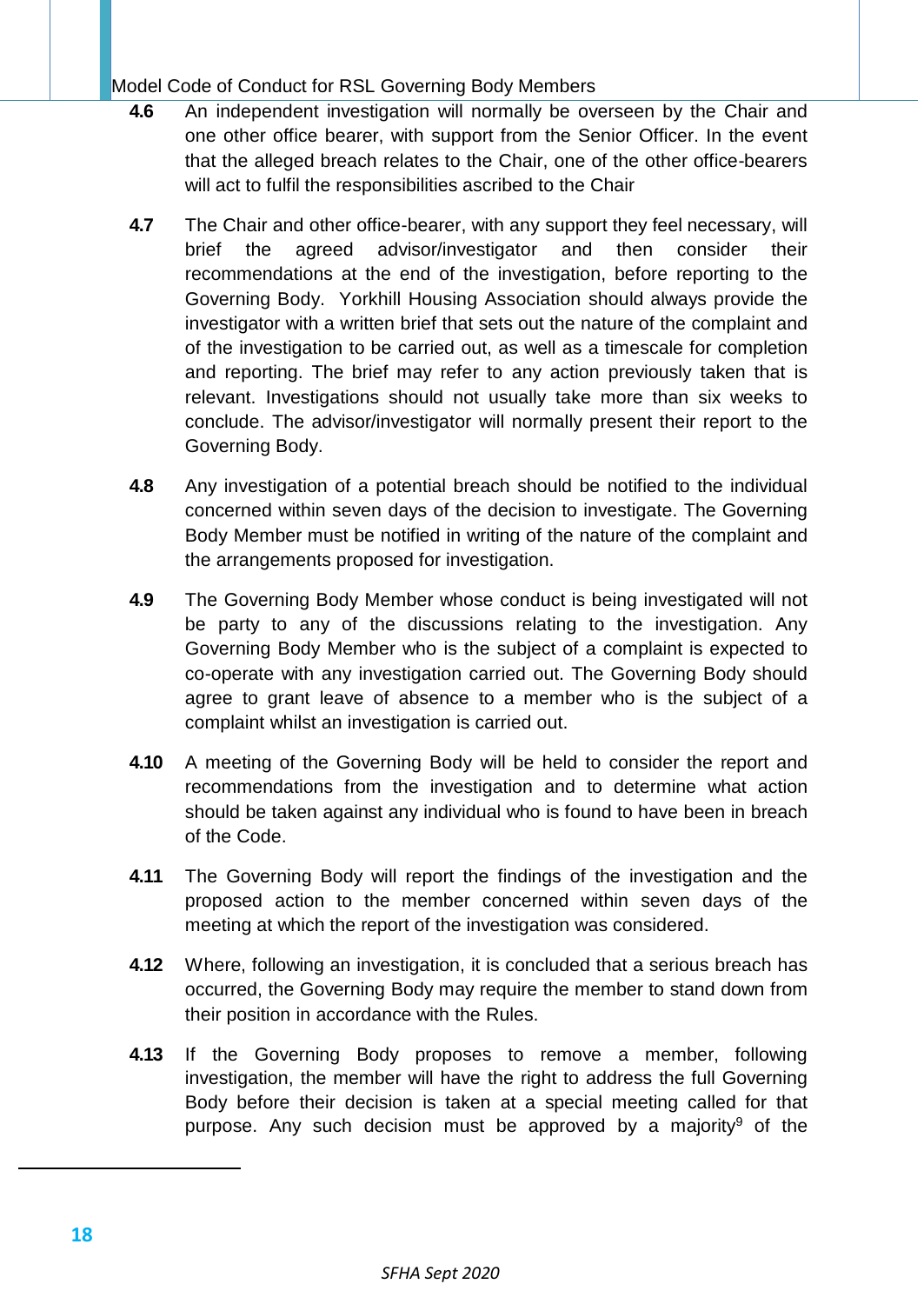**4.6** An independent investigation will normally be overseen by the Chair and one other office bearer, with support from the Senior Officer. In the event that the alleged breach relates to the Chair, one of the other office-bearers will act to fulfil the responsibilities ascribed to the Chair

**4.7** The Chair and other office-bearer, with any support they feel necessary, will brief the agreed advisor/investigator and then consider their recommendations at the end of the investigation, before reporting to the Governing Body. Yorkhill Housing Association should always provide the investigator with a written brief that sets out the nature of the complaint and of the investigation to be carried out, as well as a timescale for completion and reporting. The brief may refer to any action previously taken that is relevant. Investigations should not usually take more than six weeks to conclude. The advisor/investigator will normally present their report to the Governing Body.

**4.8** Any investigation of a potential breach should be notified to the individual concerned within seven days of the decision to investigate. The Governing Body Member must be notified in writing of the nature of the complaint and the arrangements proposed for investigation.

**4.9** The Governing Body Member whose conduct is being investigated will not be party to any of the discussions relating to the investigation. Any Governing Body Member who is the subject of a complaint is expected to co-operate with any investigation carried out. The Governing Body should agree to grant leave of absence to a member who is the subject of a complaint whilst an investigation is carried out.

**4.10** A meeting of the Governing Body will be held to consider the report and recommendations from the investigation and to determine what action should be taken against any individual who is found to have been in breach of the Code.

**4.11** The Governing Body will report the findings of the investigation and the proposed action to the member concerned within seven days of the meeting at which the report of the investigation was considered.

**4.12** Where, following an investigation, it is concluded that a serious breach has occurred, the Governing Body may require the member to stand down from their position in accordance with the Rules.

**4.13** If the Governing Body proposes to remove a member, following investigation, the member will have the right to address the full Governing Body before their decision is taken at a special meeting called for that purpose. Any such decision must be approved by a majority[9] of the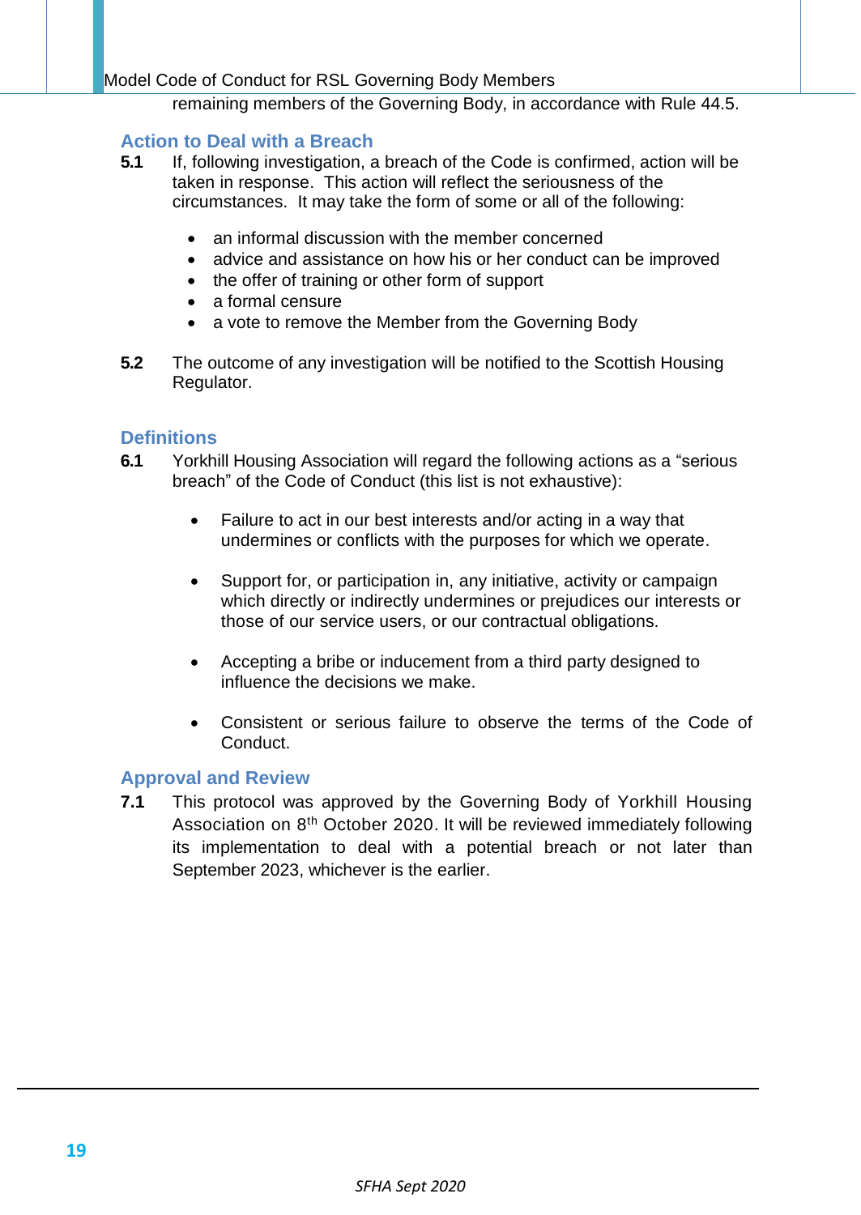remaining members of the Governing Body, in accordance with Rule 44.5.

## Action to Deal with a Breach

**5.1** If, following investigation, a breach of the Code is confirmed, action will be taken in response. This action will reflect the seriousness of the circumstances. It may take the form of some or all of the following:

- an informal discussion with the member concerned
- advice and assistance on how his or her conduct can be improved
- the offer of training or other form of support
- a formal censure
- a vote to remove the Member from the Governing Body

**5.2** The outcome of any investigation will be notified to the Scottish Housing Regulator.

## Definitions

**6.1** Yorkhill Housing Association will regard the following actions as a "serious breach" of the Code of Conduct (this list is not exhaustive):

- Failure to act in our best interests and/or acting in a way that undermines or conflicts with the purposes for which we operate.
- Support for, or participation in, any initiative, activity or campaign which directly or indirectly undermines or prejudices our interests or those of our service users, or our contractual obligations.
- Accepting a bribe or inducement from a third party designed to influence the decisions we make.
- Consistent or serious failure to observe the terms of the Code of Conduct.

## Approval and Review

**7.1** This protocol was approved by the Governing Body of Yorkhill Housing Association on 8th October 2020. It will be reviewed immediately following its implementation to deal with a potential breach or not later than September 2023, whichever is the earlier.